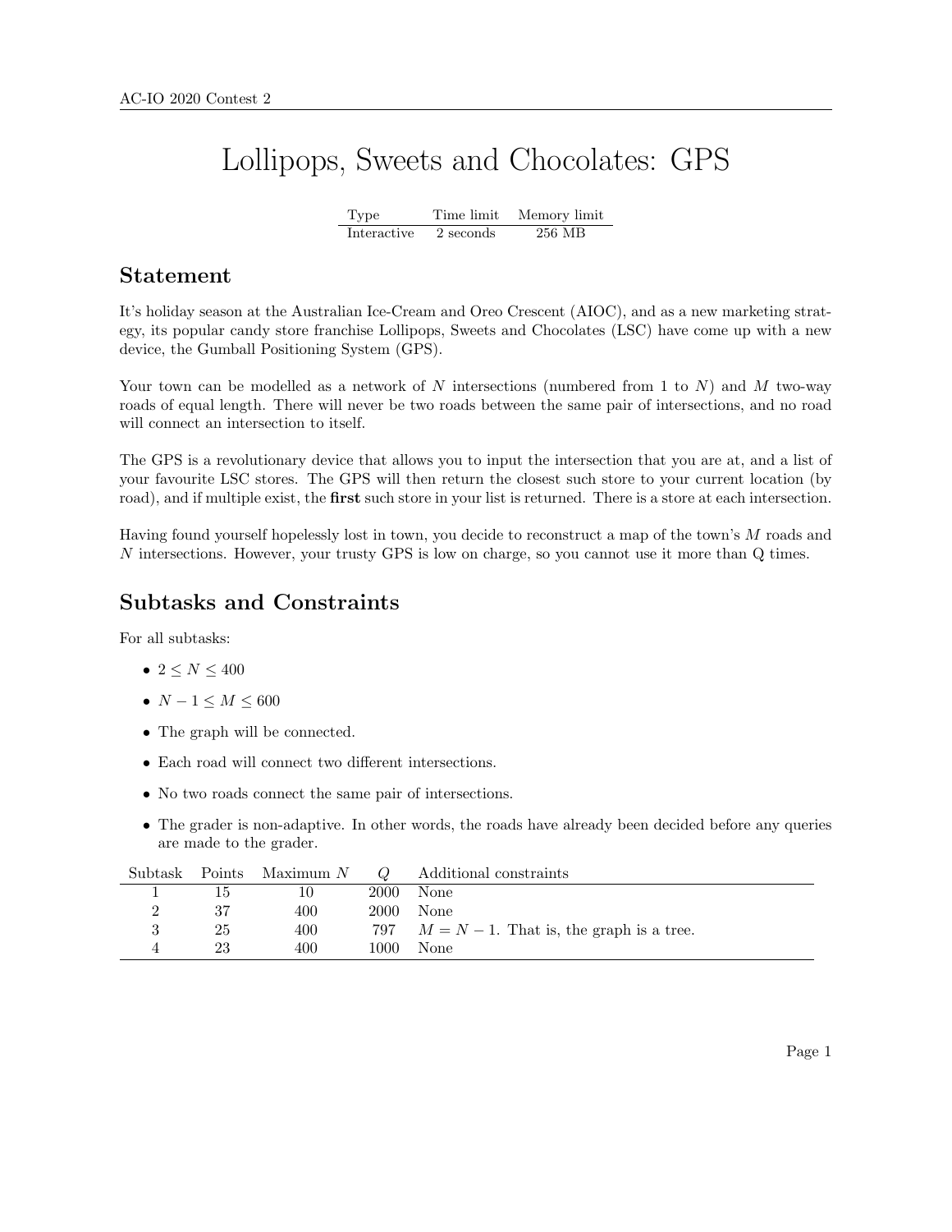# Lollipops, Sweets and Chocolates: GPS

| Type | Time limit | Memory limit |
|---|---|---|
| Interactive | 2 seconds | 256 MB |

## Statement

It's holiday season at the Australian Ice-Cream and Oreo Crescent (AIOC), and as a new marketing strategy, its popular candy store franchise Lollipops, Sweets and Chocolates (LSC) have come up with a new device, the Gumball Positioning System (GPS).

Your town can be modelled as a network of $N$ intersections (numbered from 1 to $N$) and $M$ two-way roads of equal length. There will never be two roads between the same pair of intersections, and no road will connect an intersection to itself.

The GPS is a revolutionary device that allows you to input the intersection that you are at, and a list of your favourite LSC stores. The GPS will then return the closest such store to your current location (by road), and if multiple exist, the **first** such store in your list is returned. There is a store at each intersection.

Having found yourself hopelessly lost in town, you decide to reconstruct a map of the town's $M$ roads and $N$ intersections. However, your trusty GPS is low on charge, so you cannot use it more than Q times.

## Subtasks and Constraints

For all subtasks:

- $2 \leq N \leq 400$
- $N - 1 \leq M \leq 600$
- The graph will be connected.
- Each road will connect two different intersections.
- No two roads connect the same pair of intersections.
- The grader is non-adaptive. In other words, the roads have already been decided before any queries are made to the grader.

| Subtask | Points | Maximum $N$ | $Q$ | Additional constraints |
|---|---|---|---|---|
| 1 | 15 | 10 | 2000 | None |
| 2 | 37 | 400 | 2000 | None |
| 3 | 25 | 400 | 797 | $M = N - 1$. That is, the graph is a tree. |
| 4 | 23 | 400 | 1000 | None |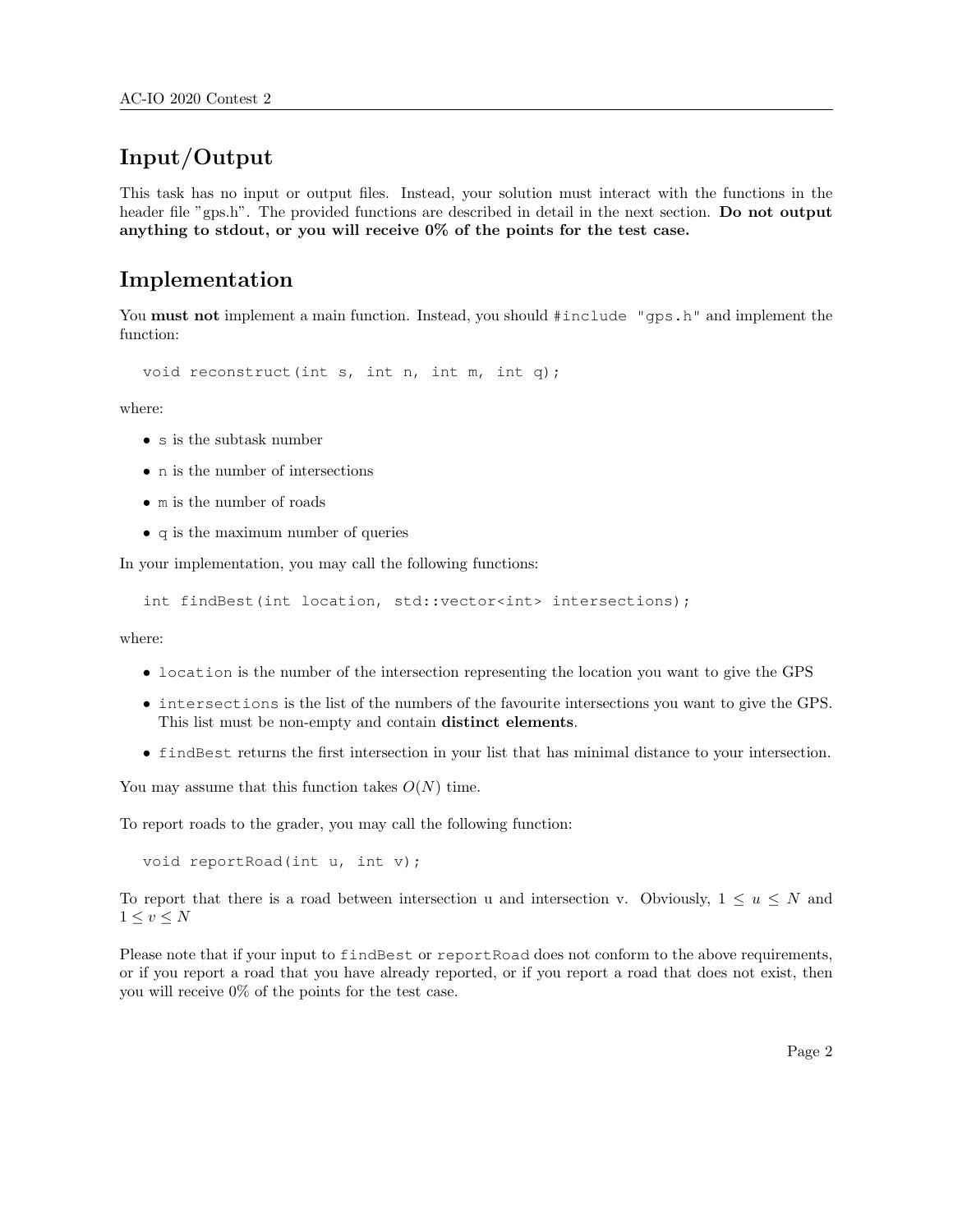## Input/Output

This task has no input or output files. Instead, your solution must interact with the functions in the header file "gps.h". The provided functions are described in detail in the next section. **Do not output anything to stdout, or you will receive 0% of the points for the test case.**

## Implementation

You **must not** implement a main function. Instead, you should `#include "gps.h"` and implement the function:

```
void reconstruct(int s, int n, int m, int q);
```

where:

- `s` is the subtask number
- `n` is the number of intersections
- `m` is the number of roads
- `q` is the maximum number of queries

In your implementation, you may call the following functions:

```
int findBest(int location, std::vector<int> intersections);
```

where:

- `location` is the number of the intersection representing the location you want to give the GPS
- `intersections` is the list of the numbers of the favourite intersections you want to give the GPS. This list must be non-empty and contain **distinct elements**.
- `findBest` returns the first intersection in your list that has minimal distance to your intersection.

You may assume that this function takes $O(N)$ time.

To report roads to the grader, you may call the following function:

```
void reportRoad(int u, int v);
```

To report that there is a road between intersection u and intersection v. Obviously, $1 \leq u \leq N$ and $1 \leq v \leq N$

Please note that if your input to `findBest` or `reportRoad` does not conform to the above requirements, or if you report a road that you have already reported, or if you report a road that does not exist, then you will receive 0% of the points for the test case.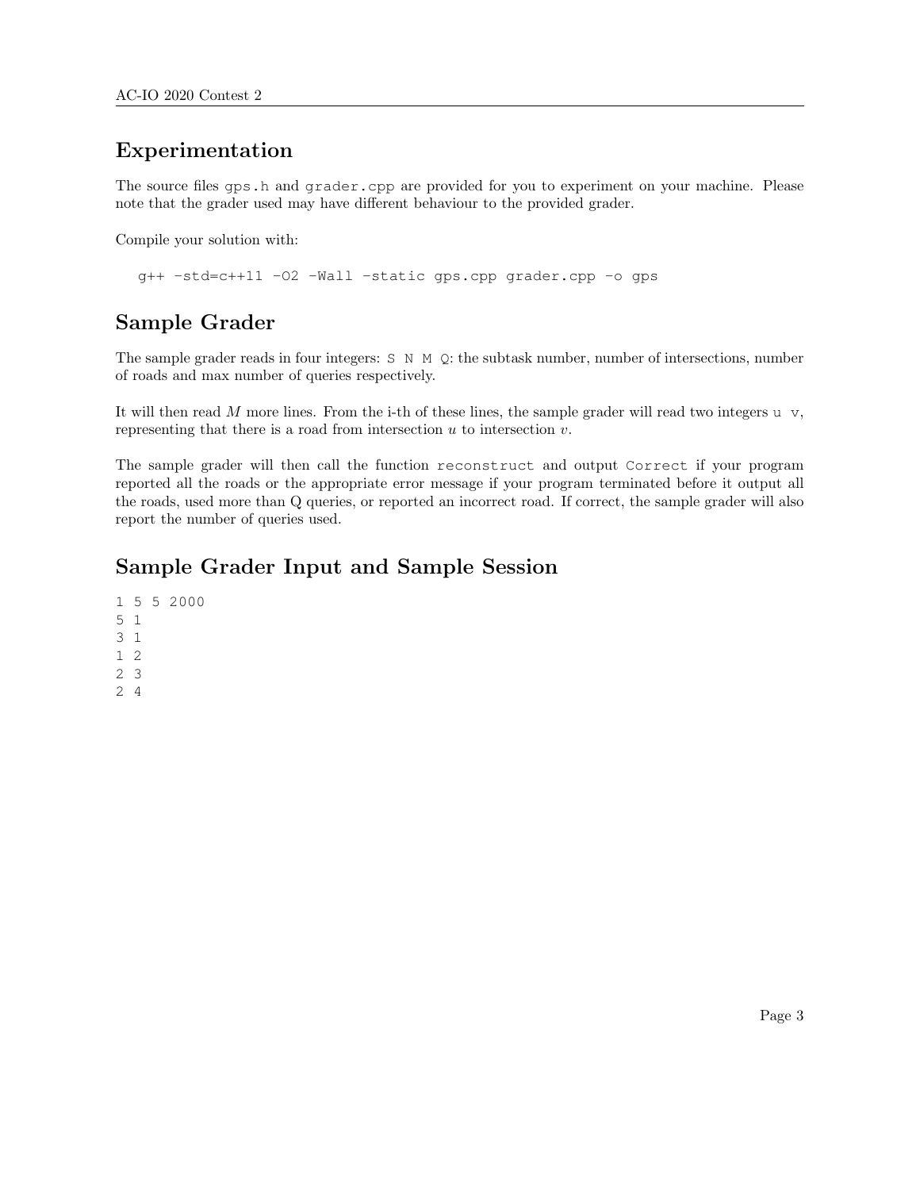## Experimentation

The source files `gps.h` and `grader.cpp` are provided for you to experiment on your machine. Please note that the grader used may have different behaviour to the provided grader.

Compile your solution with:

```
g++ -std=c++11 -O2 -Wall -static gps.cpp grader.cpp -o gps
```

## Sample Grader

The sample grader reads in four integers: `S N M Q`: the subtask number, number of intersections, number of roads and max number of queries respectively.

It will then read $M$ more lines. From the i-th of these lines, the sample grader will read two integers `u v`, representing that there is a road from intersection $u$ to intersection $v$.

The sample grader will then call the function `reconstruct` and output `Correct` if your program reported all the roads or the appropriate error message if your program terminated before it output all the roads, used more than Q queries, or reported an incorrect road. If correct, the sample grader will also report the number of queries used.

## Sample Grader Input and Sample Session

```
1 5 5 2000
5 1
3 1
1 2
2 3
2 4
```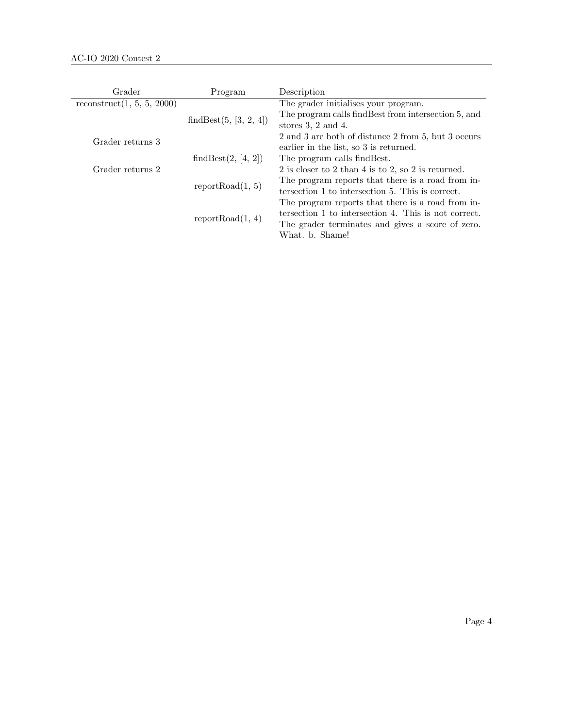| Grader | Program | Description |
| --- | --- | --- |
| reconstruct(1, 5, 5, 2000) | | The grader initialises your program. |
| | findBest(5, [3, 2, 4]) | The program calls findBest from intersection 5, and stores 3, 2 and 4. |
| Grader returns 3 | | 2 and 3 are both of distance 2 from 5, but 3 occurs earlier in the list, so 3 is returned. |
| | findBest(2, [4, 2]) | The program calls findBest. |
| Grader returns 2 | | 2 is closer to 2 than 4 is to 2, so 2 is returned. |
| | reportRoad(1, 5) | The program reports that there is a road from intersection 1 to intersection 5. This is correct. |
| | reportRoad(1, 4) | The program reports that there is a road from intersection 1 to intersection 4. This is not correct. The grader terminates and gives a score of zero. What. b. Shame! |